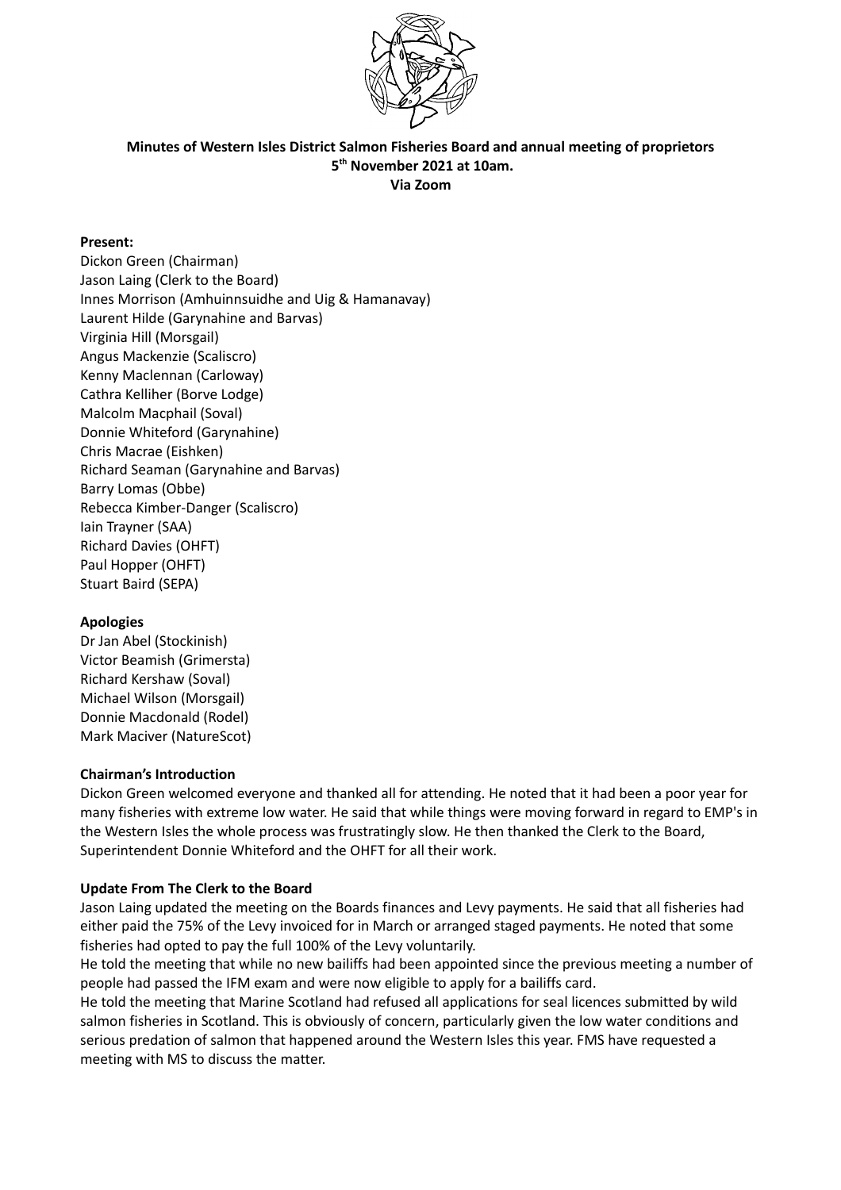**Minutes of Western Isles District Salmon Fisheries Board and annual meeting of proprietors**
**5th November 2021 at 10am.**
**Via Zoom**

**Present:**
Dickon Green (Chairman)
Jason Laing (Clerk to the Board)
Innes Morrison (Amhuinnsuidhe and Uig & Hamanavay)
Laurent Hilde (Garynahine and Barvas)
Virginia Hill (Morsgail)
Angus Mackenzie (Scaliscro)
Kenny Maclennan (Carloway)
Cathra Kelliher (Borve Lodge)
Malcolm Macphail (Soval)
Donnie Whiteford (Garynahine)
Chris Macrae (Eishken)
Richard Seaman (Garynahine and Barvas)
Barry Lomas (Obbe)
Rebecca Kimber-Danger (Scaliscro)
Iain Trayner (SAA)
Richard Davies (OHFT)
Paul Hopper (OHFT)
Stuart Baird (SEPA)

**Apologies**
Dr Jan Abel (Stockinish)
Victor Beamish (Grimersta)
Richard Kershaw (Soval)
Michael Wilson (Morsgail)
Donnie Macdonald (Rodel)
Mark Maciver (NatureScot)

**Chairman's Introduction**
Dickon Green welcomed everyone and thanked all for attending. He noted that it had been a poor year for many fisheries with extreme low water. He said that while things were moving forward in regard to EMP's in the Western Isles the whole process was frustratingly slow. He then thanked the Clerk to the Board, Superintendent Donnie Whiteford and the OHFT for all their work.

**Update From The Clerk to the Board**
Jason Laing updated the meeting on the Boards finances and Levy payments. He said that all fisheries had either paid the 75% of the Levy invoiced for in March or arranged staged payments. He noted that some fisheries had opted to pay the full 100% of the Levy voluntarily.
He told the meeting that while no new bailiffs had been appointed since the previous meeting a number of people had passed the IFM exam and were now eligible to apply for a bailiffs card.
He told the meeting that Marine Scotland had refused all applications for seal licences submitted by wild salmon fisheries in Scotland. This is obviously of concern, particularly given the low water conditions and serious predation of salmon that happened around the Western Isles this year. FMS have requested a meeting with MS to discuss the matter.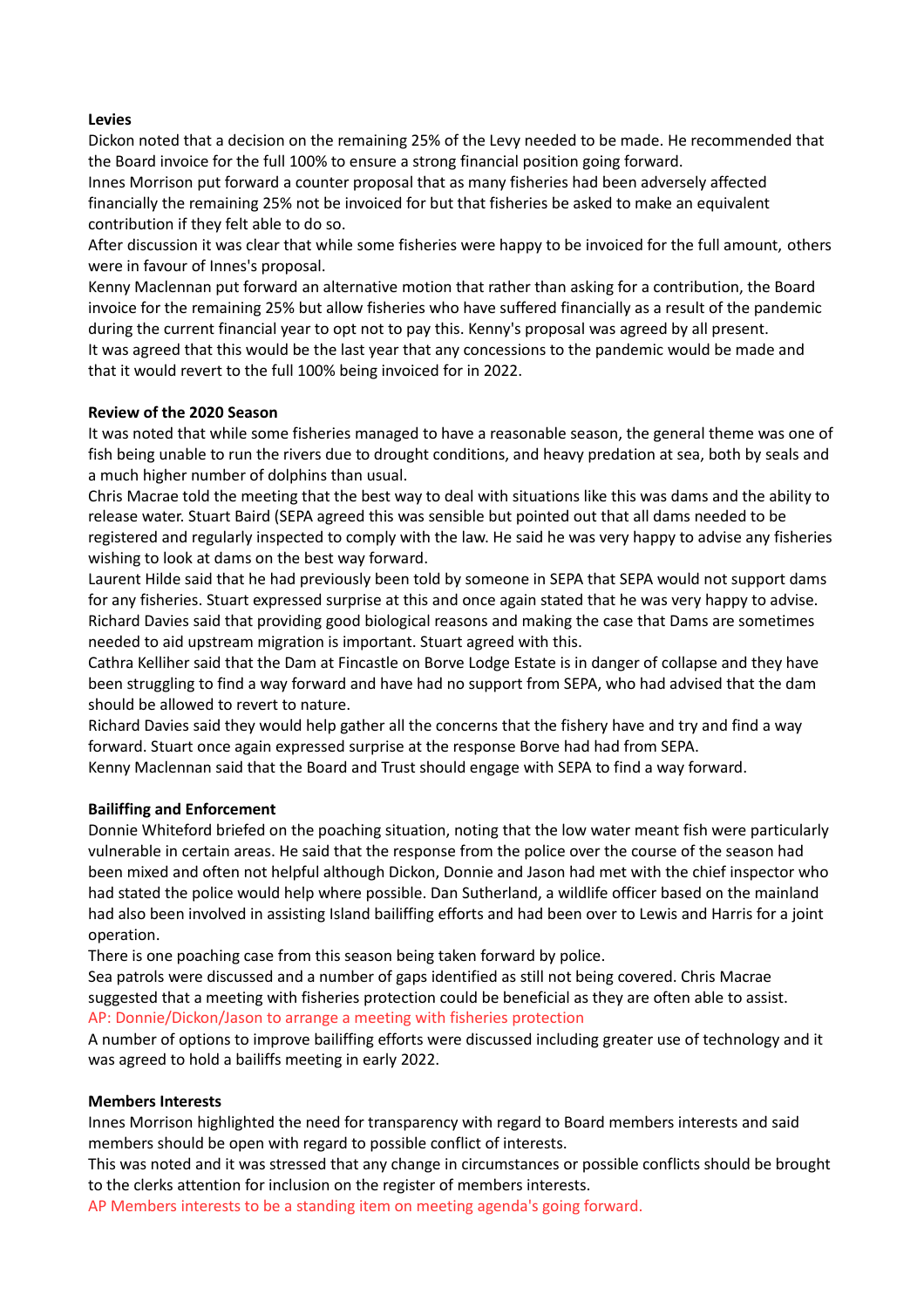**Levies**

Dickon noted that a decision on the remaining 25% of the Levy needed to be made. He recommended that the Board invoice for the full 100% to ensure a strong financial position going forward.

Innes Morrison put forward a counter proposal that as many fisheries had been adversely affected financially the remaining 25% not be invoiced for but that fisheries be asked to make an equivalent contribution if they felt able to do so.

After discussion it was clear that while some fisheries were happy to be invoiced for the full amount, others were in favour of Innes's proposal.

Kenny Maclennan put forward an alternative motion that rather than asking for a contribution, the Board invoice for the remaining 25% but allow fisheries who have suffered financially as a result of the pandemic during the current financial year to opt not to pay this. Kenny's proposal was agreed by all present.

It was agreed that this would be the last year that any concessions to the pandemic would be made and that it would revert to the full 100% being invoiced for in 2022.

**Review of the 2020 Season**

It was noted that while some fisheries managed to have a reasonable season, the general theme was one of fish being unable to run the rivers due to drought conditions, and heavy predation at sea, both by seals and a much higher number of dolphins than usual.

Chris Macrae told the meeting that the best way to deal with situations like this was dams and the ability to release water. Stuart Baird (SEPA agreed this was sensible but pointed out that all dams needed to be registered and regularly inspected to comply with the law. He said he was very happy to advise any fisheries wishing to look at dams on the best way forward.

Laurent Hilde said that he had previously been told by someone in SEPA that SEPA would not support dams for any fisheries. Stuart expressed surprise at this and once again stated that he was very happy to advise.

Richard Davies said that providing good biological reasons and making the case that Dams are sometimes needed to aid upstream migration is important. Stuart agreed with this.

Cathra Kelliher said that the Dam at Fincastle on Borve Lodge Estate is in danger of collapse and they have been struggling to find a way forward and have had no support from SEPA, who had advised that the dam should be allowed to revert to nature.

Richard Davies said they would help gather all the concerns that the fishery have and try and find a way forward. Stuart once again expressed surprise at the response Borve had had from SEPA.

Kenny Maclennan said that the Board and Trust should engage with SEPA to find a way forward.

**Bailiffing and Enforcement**

Donnie Whiteford briefed on the poaching situation, noting that the low water meant fish were particularly vulnerable in certain areas. He said that the response from the police over the course of the season had been mixed and often not helpful although Dickon, Donnie and Jason had met with the chief inspector who had stated the police would help where possible. Dan Sutherland, a wildlife officer based on the mainland had also been involved in assisting Island bailiffing efforts and had been over to Lewis and Harris for a joint operation.

There is one poaching case from this season being taken forward by police.

Sea patrols were discussed and a number of gaps identified as still not being covered. Chris Macrae suggested that a meeting with fisheries protection could be beneficial as they are often able to assist.

AP: Donnie/Dickon/Jason to arrange a meeting with fisheries protection

A number of options to improve bailiffing efforts were discussed including greater use of technology and it was agreed to hold a bailiffs meeting in early 2022.

**Members Interests**

Innes Morrison highlighted the need for transparency with regard to Board members interests and said members should be open with regard to possible conflict of interests.

This was noted and it was stressed that any change in circumstances or possible conflicts should be brought to the clerks attention for inclusion on the register of members interests.

AP Members interests to be a standing item on meeting agenda's going forward.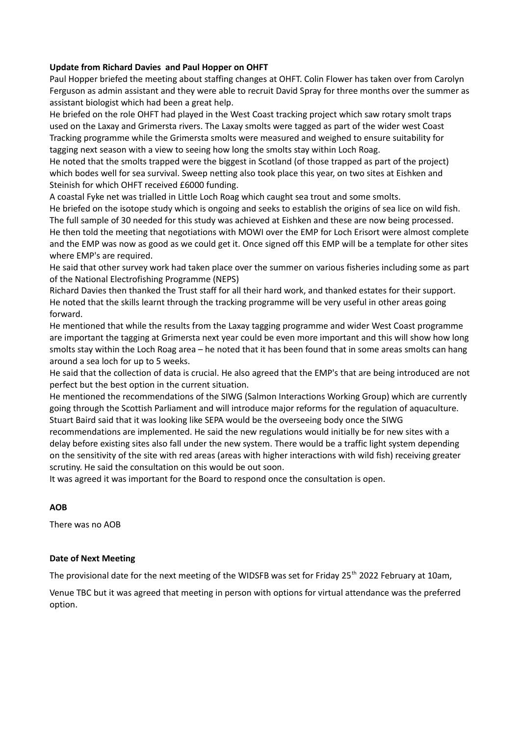**Update from Richard Davies and Paul Hopper on OHFT**

Paul Hopper briefed the meeting about staffing changes at OHFT. Colin Flower has taken over from Carolyn Ferguson as admin assistant and they were able to recruit David Spray for three months over the summer as assistant biologist which had been a great help.

He briefed on the role OHFT had played in the West Coast tracking project which saw rotary smolt traps used on the Laxay and Grimersta rivers. The Laxay smolts were tagged as part of the wider west Coast Tracking programme while the Grimersta smolts were measured and weighed to ensure suitability for tagging next season with a view to seeing how long the smolts stay within Loch Roag.

He noted that the smolts trapped were the biggest in Scotland (of those trapped as part of the project) which bodes well for sea survival. Sweep netting also took place this year, on two sites at Eishken and Steinish for which OHFT received £6000 funding.

A coastal Fyke net was trialled in Little Loch Roag which caught sea trout and some smolts.

He briefed on the isotope study which is ongoing and seeks to establish the origins of sea lice on wild fish. The full sample of 30 needed for this study was achieved at Eishken and these are now being processed.

He then told the meeting that negotiations with MOWI over the EMP for Loch Erisort were almost complete and the EMP was now as good as we could get it. Once signed off this EMP will be a template for other sites where EMP's are required.

He said that other survey work had taken place over the summer on various fisheries including some as part of the National Electrofishing Programme (NEPS)

Richard Davies then thanked the Trust staff for all their hard work, and thanked estates for their support. He noted that the skills learnt through the tracking programme will be very useful in other areas going forward.

He mentioned that while the results from the Laxay tagging programme and wider West Coast programme are important the tagging at Grimersta next year could be even more important and this will show how long smolts stay within the Loch Roag area – he noted that it has been found that in some areas smolts can hang around a sea loch for up to 5 weeks.

He said that the collection of data is crucial. He also agreed that the EMP's that are being introduced are not perfect but the best option in the current situation.

He mentioned the recommendations of the SIWG (Salmon Interactions Working Group) which are currently going through the Scottish Parliament and will introduce major reforms for the regulation of aquaculture.

Stuart Baird said that it was looking like SEPA would be the overseeing body once the SIWG recommendations are implemented. He said the new regulations would initially be for new sites with a delay before existing sites also fall under the new system. There would be a traffic light system depending on the sensitivity of the site with red areas (areas with higher interactions with wild fish) receiving greater scrutiny. He said the consultation on this would be out soon.

It was agreed it was important for the Board to respond once the consultation is open.

**AOB**

There was no AOB

**Date of Next Meeting**

The provisional date for the next meeting of the WIDSFB was set for Friday 25th 2022 February at 10am,

Venue TBC but it was agreed that meeting in person with options for virtual attendance was the preferred option.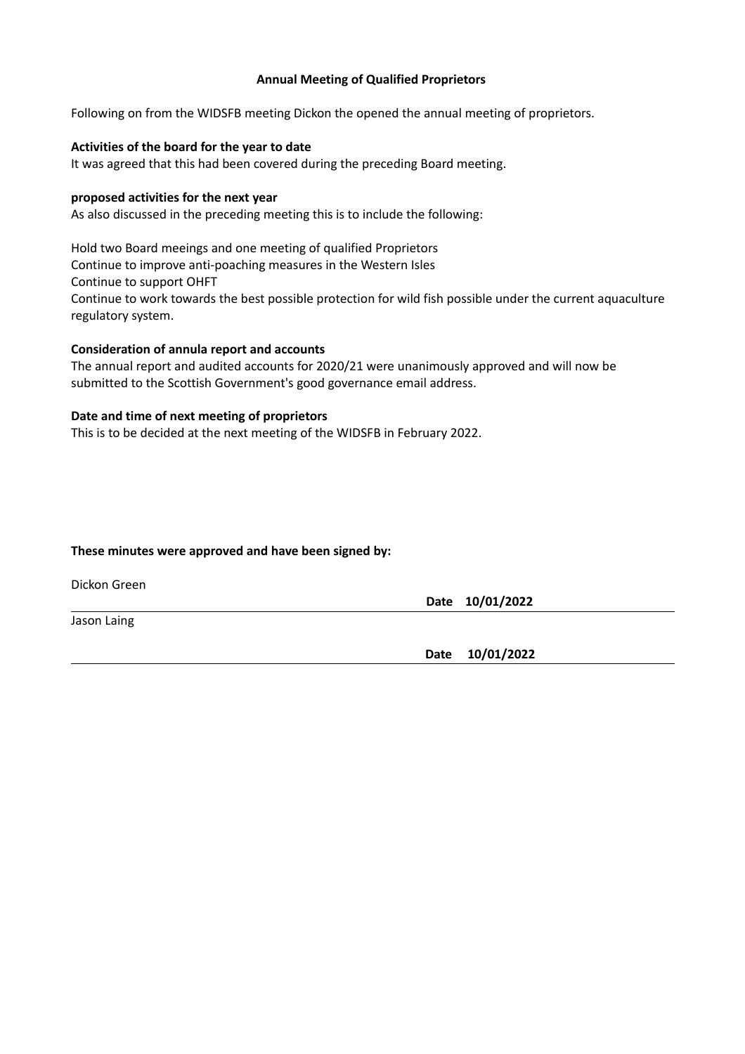### Annual Meeting of Qualified Proprietors

Following on from the WIDSFB meeting Dickon the opened the annual meeting of proprietors.

**Activities of the board for the year to date**

It was agreed that this had been covered during the preceding Board meeting.

**proposed activities for the next year**

As also discussed in the preceding meeting this is to include the following:

Hold two Board meeings and one meeting of qualified Proprietors
Continue to improve anti-poaching measures in the Western Isles
Continue to support OHFT
Continue to work towards the best possible protection for wild fish possible under the current aquaculture regulatory system.

**Consideration of annula report and accounts**

The annual report and audited accounts for 2020/21 were unanimously approved and will now be submitted to the Scottish Government's good governance email address.

**Date and time of next meeting of proprietors**

This is to be decided at the next meeting of the WIDSFB in February 2022.

**These minutes were approved and have been signed by:**

Dickon Green — **Date 10/01/2022**

Jason Laing — **Date 10/01/2022**